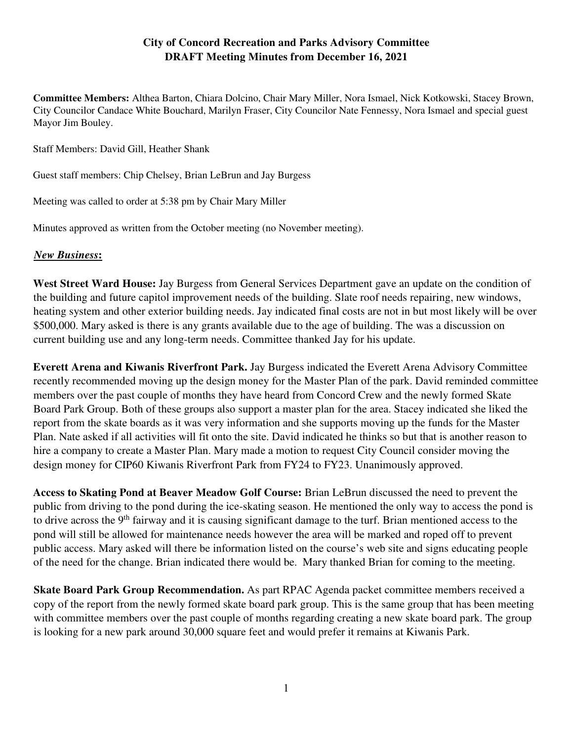# City of Concord Recreation and Parks Advisory Committee
## DRAFT Meeting Minutes from December 16, 2021

**Committee Members:** Althea Barton, Chiara Dolcino, Chair Mary Miller, Nora Ismael, Nick Kotkowski, Stacey Brown, City Councilor Candace White Bouchard, Marilyn Fraser, City Councilor Nate Fennessy, Nora Ismael and special guest Mayor Jim Bouley.

Staff Members: David Gill, Heather Shank

Guest staff members: Chip Chelsey, Brian LeBrun and Jay Burgess

Meeting was called to order at 5:38 pm by Chair Mary Miller

Minutes approved as written from the October meeting (no November meeting).

***New Business*:**

**West Street Ward House:** Jay Burgess from General Services Department gave an update on the condition of the building and future capitol improvement needs of the building. Slate roof needs repairing, new windows, heating system and other exterior building needs. Jay indicated final costs are not in but most likely will be over $500,000. Mary asked is there is any grants available due to the age of building. The was a discussion on current building use and any long-term needs. Committee thanked Jay for his update.

**Everett Arena and Kiwanis Riverfront Park.** Jay Burgess indicated the Everett Arena Advisory Committee recently recommended moving up the design money for the Master Plan of the park. David reminded committee members over the past couple of months they have heard from Concord Crew and the newly formed Skate Board Park Group. Both of these groups also support a master plan for the area. Stacey indicated she liked the report from the skate boards as it was very information and she supports moving up the funds for the Master Plan. Nate asked if all activities will fit onto the site. David indicated he thinks so but that is another reason to hire a company to create a Master Plan. Mary made a motion to request City Council consider moving the design money for CIP60 Kiwanis Riverfront Park from FY24 to FY23. Unanimously approved.

**Access to Skating Pond at Beaver Meadow Golf Course:** Brian LeBrun discussed the need to prevent the public from driving to the pond during the ice-skating season. He mentioned the only way to access the pond is to drive across the 9th fairway and it is causing significant damage to the turf. Brian mentioned access to the pond will still be allowed for maintenance needs however the area will be marked and roped off to prevent public access. Mary asked will there be information listed on the course's web site and signs educating people of the need for the change. Brian indicated there would be. Mary thanked Brian for coming to the meeting.

**Skate Board Park Group Recommendation.** As part RPAC Agenda packet committee members received a copy of the report from the newly formed skate board park group. This is the same group that has been meeting with committee members over the past couple of months regarding creating a new skate board park. The group is looking for a new park around 30,000 square feet and would prefer it remains at Kiwanis Park.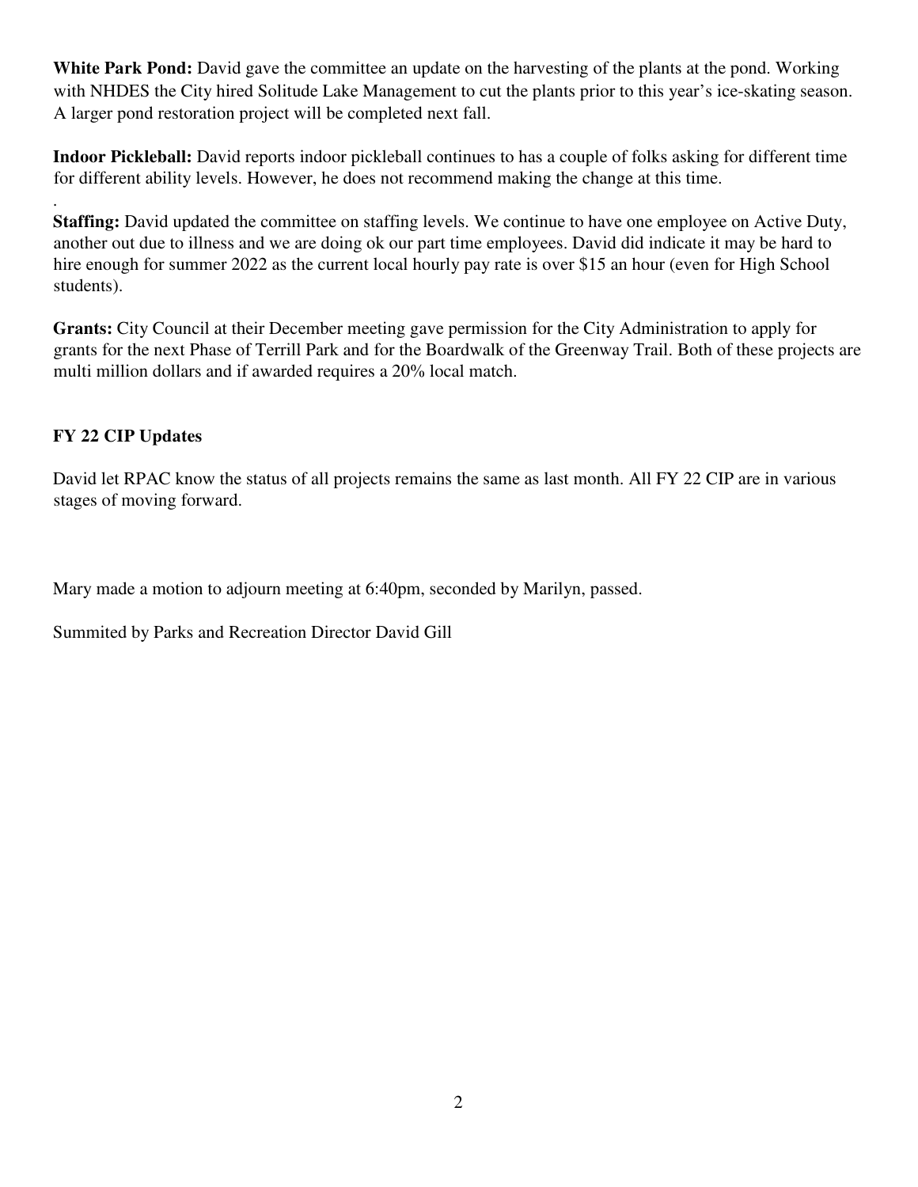**White Park Pond:** David gave the committee an update on the harvesting of the plants at the pond. Working with NHDES the City hired Solitude Lake Management to cut the plants prior to this year's ice-skating season. A larger pond restoration project will be completed next fall.

**Indoor Pickleball:** David reports indoor pickleball continues to has a couple of folks asking for different time for different ability levels. However, he does not recommend making the change at this time.

.

**Staffing:** David updated the committee on staffing levels. We continue to have one employee on Active Duty, another out due to illness and we are doing ok our part time employees. David did indicate it may be hard to hire enough for summer 2022 as the current local hourly pay rate is over $15 an hour (even for High School students).

**Grants:** City Council at their December meeting gave permission for the City Administration to apply for grants for the next Phase of Terrill Park and for the Boardwalk of the Greenway Trail. Both of these projects are multi million dollars and if awarded requires a 20% local match.

**FY 22 CIP Updates**

David let RPAC know the status of all projects remains the same as last month. All FY 22 CIP are in various stages of moving forward.

Mary made a motion to adjourn meeting at 6:40pm, seconded by Marilyn, passed.

Summited by Parks and Recreation Director David Gill